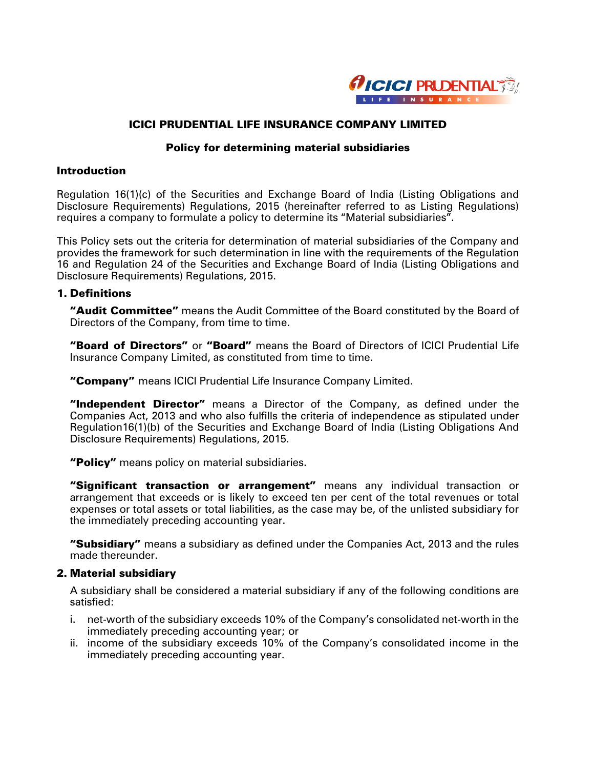# ICICI PRUDENTIAL LIFE INSURANCE COMPANY LIMITED

## Policy for determining material subsidiaries

### Introduction

Regulation 16(1)(c) of the Securities and Exchange Board of India (Listing Obligations and Disclosure Requirements) Regulations, 2015 (hereinafter referred to as Listing Regulations) requires a company to formulate a policy to determine its "Material subsidiaries".

This Policy sets out the criteria for determination of material subsidiaries of the Company and provides the framework for such determination in line with the requirements of the Regulation 16 and Regulation 24 of the Securities and Exchange Board of India (Listing Obligations and Disclosure Requirements) Regulations, 2015.

### 1. Definitions

**"Audit Committee"** means the Audit Committee of the Board constituted by the Board of Directors of the Company, from time to time.

**"Board of Directors"** or **"Board"** means the Board of Directors of ICICI Prudential Life Insurance Company Limited, as constituted from time to time.

**"Company"** means ICICI Prudential Life Insurance Company Limited.

**"Independent Director"** means a Director of the Company, as defined under the Companies Act, 2013 and who also fulfills the criteria of independence as stipulated under Regulation16(1)(b) of the Securities and Exchange Board of India (Listing Obligations And Disclosure Requirements) Regulations, 2015.

**"Policy"** means policy on material subsidiaries.

**"Significant transaction or arrangement"** means any individual transaction or arrangement that exceeds or is likely to exceed ten per cent of the total revenues or total expenses or total assets or total liabilities, as the case may be, of the unlisted subsidiary for the immediately preceding accounting year.

**"Subsidiary"** means a subsidiary as defined under the Companies Act, 2013 and the rules made thereunder.

### 2. Material subsidiary

A subsidiary shall be considered a material subsidiary if any of the following conditions are satisfied:

i. net-worth of the subsidiary exceeds 10% of the Company's consolidated net-worth in the immediately preceding accounting year; or
ii. income of the subsidiary exceeds 10% of the Company's consolidated income in the immediately preceding accounting year.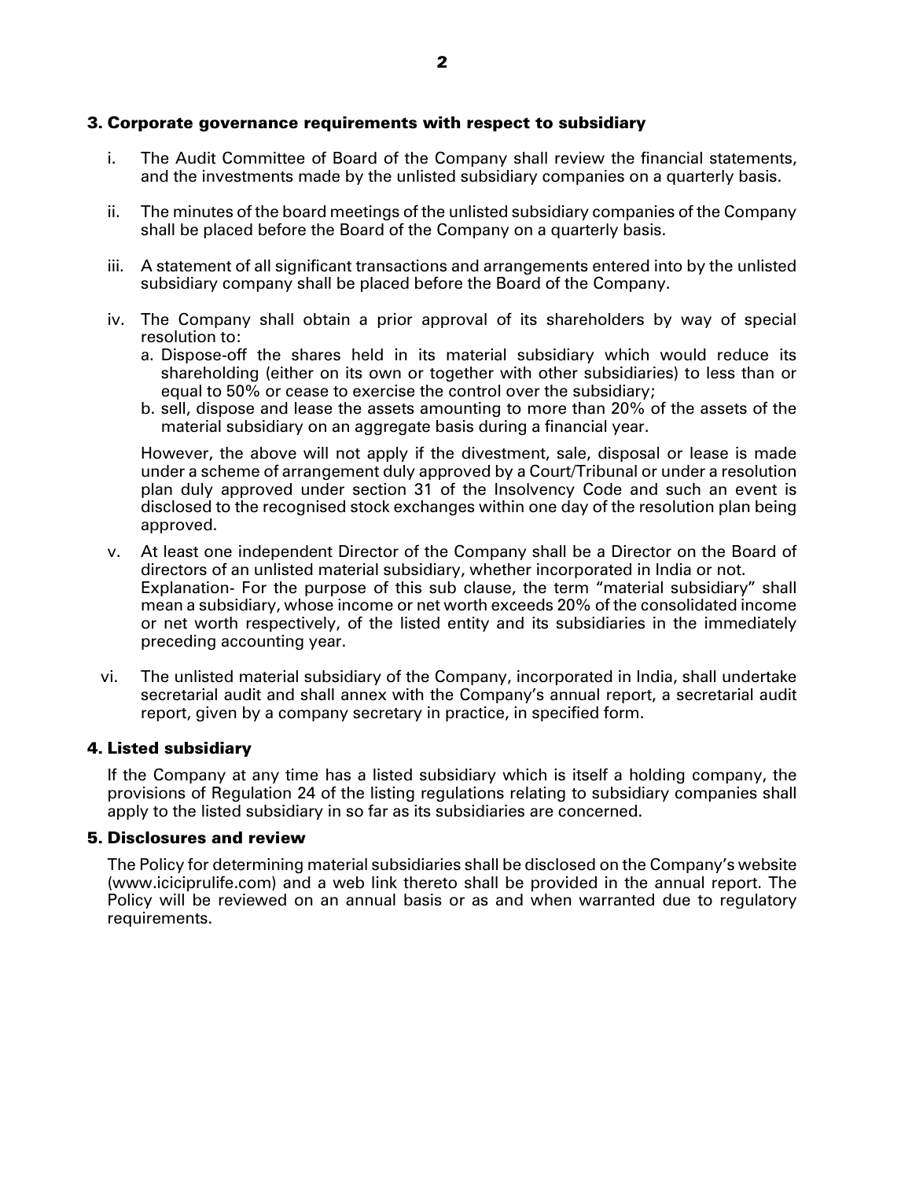## 3. Corporate governance requirements with respect to subsidiary

i. The Audit Committee of Board of the Company shall review the financial statements, and the investments made by the unlisted subsidiary companies on a quarterly basis.

ii. The minutes of the board meetings of the unlisted subsidiary companies of the Company shall be placed before the Board of the Company on a quarterly basis.

iii. A statement of all significant transactions and arrangements entered into by the unlisted subsidiary company shall be placed before the Board of the Company.

iv. The Company shall obtain a prior approval of its shareholders by way of special resolution to:
   a. Dispose-off the shares held in its material subsidiary which would reduce its shareholding (either on its own or together with other subsidiaries) to less than or equal to 50% or cease to exercise the control over the subsidiary;
   b. sell, dispose and lease the assets amounting to more than 20% of the assets of the material subsidiary on an aggregate basis during a financial year.

   However, the above will not apply if the divestment, sale, disposal or lease is made under a scheme of arrangement duly approved by a Court/Tribunal or under a resolution plan duly approved under section 31 of the Insolvency Code and such an event is disclosed to the recognised stock exchanges within one day of the resolution plan being approved.

v. At least one independent Director of the Company shall be a Director on the Board of directors of an unlisted material subsidiary, whether incorporated in India or not.
   Explanation- For the purpose of this sub clause, the term "material subsidiary" shall mean a subsidiary, whose income or net worth exceeds 20% of the consolidated income or net worth respectively, of the listed entity and its subsidiaries in the immediately preceding accounting year.

vi. The unlisted material subsidiary of the Company, incorporated in India, shall undertake secretarial audit and shall annex with the Company's annual report, a secretarial audit report, given by a company secretary in practice, in specified form.

## 4. Listed subsidiary

If the Company at any time has a listed subsidiary which is itself a holding company, the provisions of Regulation 24 of the listing regulations relating to subsidiary companies shall apply to the listed subsidiary in so far as its subsidiaries are concerned.

## 5. Disclosures and review

The Policy for determining material subsidiaries shall be disclosed on the Company's website (www.iciciprulife.com) and a web link thereto shall be provided in the annual report. The Policy will be reviewed on an annual basis or as and when warranted due to regulatory requirements.